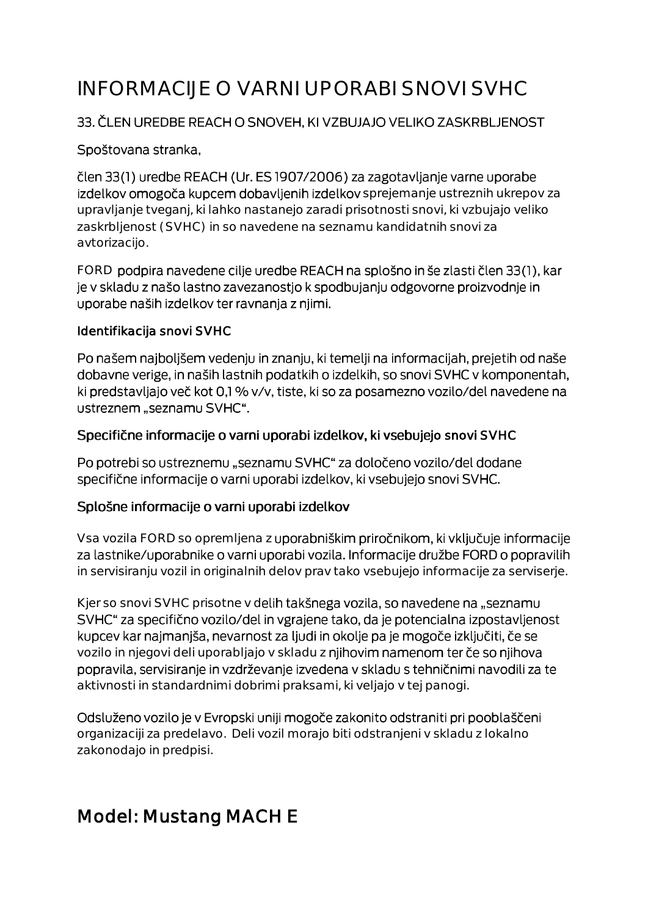# INFORMACIJE O VARNI UPORABI SNOVI SVHC

33. ČLEN UREDBE REACH O SNOVEH, KI VZBUJAJO VELIKO ZASKRBLJENOST

Spoštovana stranka,

člen 33(1) uredbe REACH (Ur. ES 1907/2006) za zagotavljanje varne uporabe izdelkov omogoča kupcem dobavljenih izdelkov sprejemanje ustreznih ukrepov za upravljanje tveganj, ki lahko nastanejo zaradi prisotnosti snovi, ki vzbujajo veliko zaskrbljenost (SVHC) in so navedene na seznamu kandidatnih snovi za avtorizacijo.

FORD podpira navedene cilje uredbe REACH na splošno in še zlasti člen 33(1), kar je v skladu z našo lastno zavezanostjo k spodbujanju odgovorne proizvodnje in uporabe naših izdelkov ter ravnanja z njimi.

### Identifikacija snovi SVHC

Po našem najboljšem vedenju in znanju, ki temelji na informacijah, prejetih od naše dobavne verige, in naših lastnih podatkih o izdelkih, so snovi SVHC v komponentah, ki predstavljajo več kot 0,1 % v/v, tiste, ki so za posamezno vozilo/del navedene na ustreznem „seznamu SVHC".

### Specifične informacije o varni uporabi izdelkov, ki vsebujejo snovi SVHC

Po potrebi so ustreznemu „seznamu SVHC" za določeno vozilo/del dodane specifične informacije o varni uporabi izdelkov, ki vsebujejo snovi SVHC.

### Splošne informacije o varni uporabi izdelkov

Vsa vozila FORD so opremljena z uporabniškim priročnikom, ki vključuje informacije za lastnike/uporabnike o varni uporabi vozila. Informacije družbe FORD o popravilih in servisiranju vozil in originalnih delov prav tako vsebujejo informacije za serviserje.

Kjer so snovi SVHC prisotne v delih takšnega vozila, so navedene na „seznamu SVHC" za specifično vozilo/del in vgrajene tako, da je potencialna izpostavljenost kupcev kar najmanjša, nevarnost za ljudi in okolje pa je mogoče izključiti, če se vozilo in njegovi deli uporabljajo v skladu z njihovim namenom ter če so njihova popravila, servisiranje in vzdrževanje izvedena v skladu s tehničnimi navodili za te aktivnosti in standardnimi dobrimi praksami, ki veljajo v tej panogi.

Odsluženo vozilo je v Evropski uniji mogoče zakonito odstraniti pri pooblaščeni organizaciji za predelavo. Deli vozil morajo biti odstranjeni v skladu z lokalno zakonodajo in predpisi.

## Model: Mustang MACH E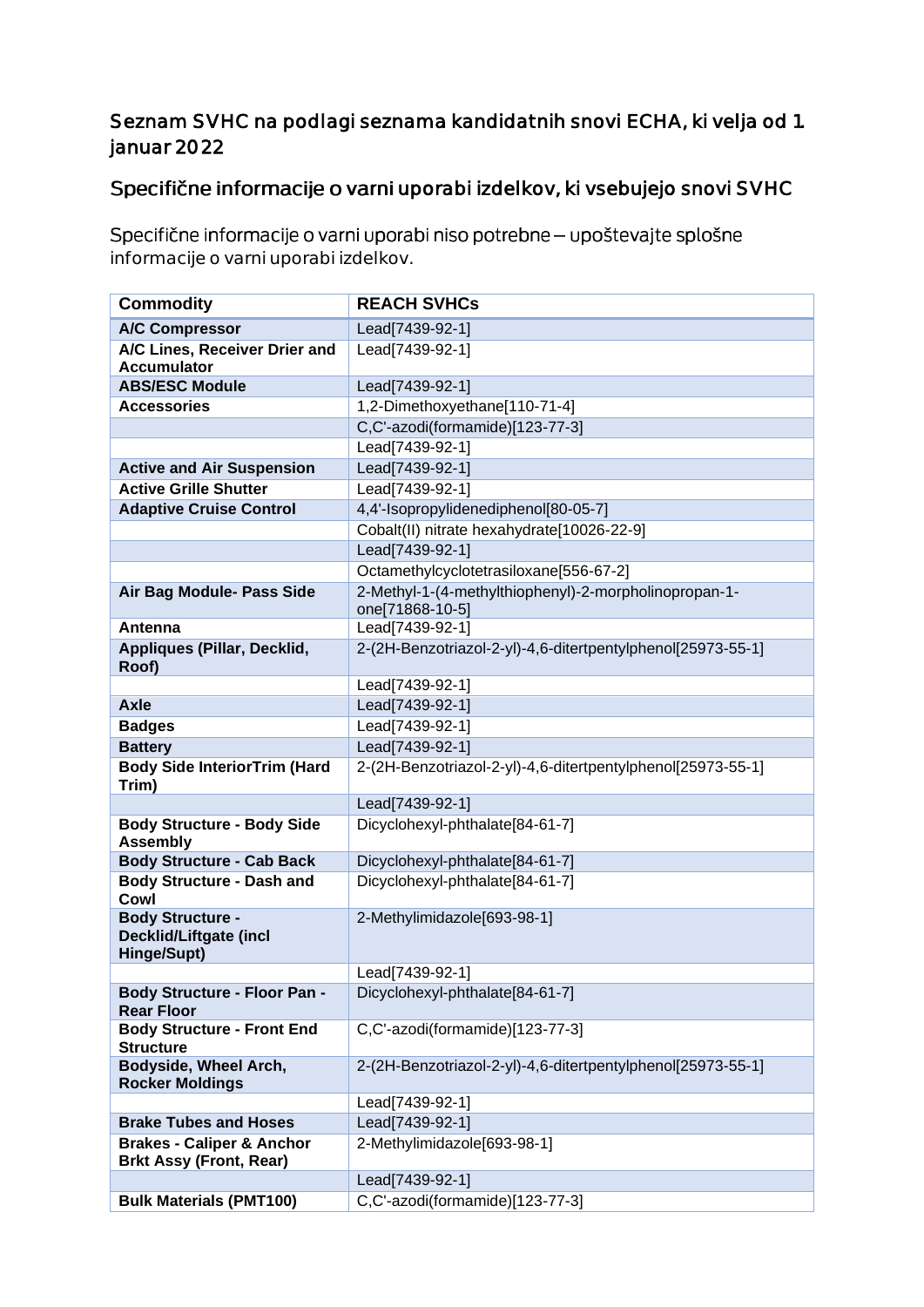## Seznam SVHC na podlagi seznama kandidatnih snovi ECHA, ki velja od 1. januar 2022

## Specifične informacije o varni uporabi izdelkov, ki vsebujejo snovi SVHC

Specifične informacije o varni uporabi niso potrebne – upoštevajte splošne informacije o varni uporabi izdelkov.

| Commodity | REACH SVHCs |
|---|---|
| **A/C Compressor** | Lead[7439-92-1] |
| **A/C Lines, Receiver Drier and Accumulator** | Lead[7439-92-1] |
| **ABS/ESC Module** | Lead[7439-92-1] |
| **Accessories** | 1,2-Dimethoxyethane[110-71-4] |
| | C,C'-azodi(formamide)[123-77-3] |
| | Lead[7439-92-1] |
| **Active and Air Suspension** | Lead[7439-92-1] |
| **Active Grille Shutter** | Lead[7439-92-1] |
| **Adaptive Cruise Control** | 4,4'-Isopropylidenediphenol[80-05-7] |
| | Cobalt(II) nitrate hexahydrate[10026-22-9] |
| | Lead[7439-92-1] |
| | Octamethylcyclotetrasiloxane[556-67-2] |
| **Air Bag Module- Pass Side** | 2-Methyl-1-(4-methylthiophenyl)-2-morpholinopropan-1-one[71868-10-5] |
| **Antenna** | Lead[7439-92-1] |
| **Appliques (Pillar, Decklid, Roof)** | 2-(2H-Benzotriazol-2-yl)-4,6-ditertpentylphenol[25973-55-1] |
| | Lead[7439-92-1] |
| **Axle** | Lead[7439-92-1] |
| **Badges** | Lead[7439-92-1] |
| **Battery** | Lead[7439-92-1] |
| **Body Side InteriorTrim (Hard Trim)** | 2-(2H-Benzotriazol-2-yl)-4,6-ditertpentylphenol[25973-55-1] |
| | Lead[7439-92-1] |
| **Body Structure - Body Side Assembly** | Dicyclohexyl-phthalate[84-61-7] |
| **Body Structure - Cab Back** | Dicyclohexyl-phthalate[84-61-7] |
| **Body Structure - Dash and Cowl** | Dicyclohexyl-phthalate[84-61-7] |
| **Body Structure - Decklid/Liftgate (incl Hinge/Supt)** | 2-Methylimidazole[693-98-1] |
| | Lead[7439-92-1] |
| **Body Structure - Floor Pan - Rear Floor** | Dicyclohexyl-phthalate[84-61-7] |
| **Body Structure - Front End Structure** | C,C'-azodi(formamide)[123-77-3] |
| **Bodyside, Wheel Arch, Rocker Moldings** | 2-(2H-Benzotriazol-2-yl)-4,6-ditertpentylphenol[25973-55-1] |
| | Lead[7439-92-1] |
| **Brake Tubes and Hoses** | Lead[7439-92-1] |
| **Brakes - Caliper & Anchor Brkt Assy (Front, Rear)** | 2-Methylimidazole[693-98-1] |
| | Lead[7439-92-1] |
| **Bulk Materials (PMT100)** | C,C'-azodi(formamide)[123-77-3] |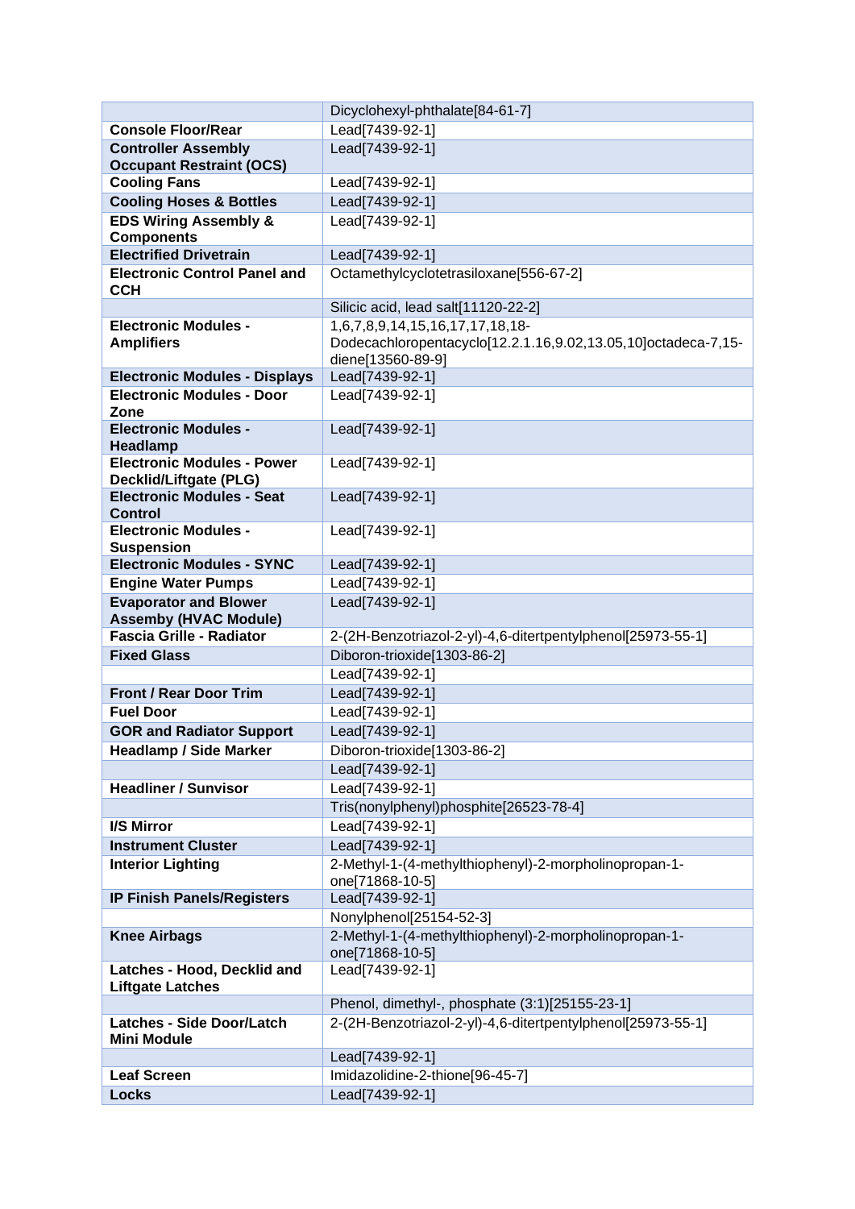| | |
|---|---|
| | Dicyclohexyl-phthalate[84-61-7] |
| **Console Floor/Rear** | Lead[7439-92-1] |
| **Controller Assembly Occupant Restraint (OCS)** | Lead[7439-92-1] |
| **Cooling Fans** | Lead[7439-92-1] |
| **Cooling Hoses & Bottles** | Lead[7439-92-1] |
| **EDS Wiring Assembly & Components** | Lead[7439-92-1] |
| **Electrified Drivetrain** | Lead[7439-92-1] |
| **Electronic Control Panel and CCH** | Octamethylcyclotetrasiloxane[556-67-2] |
| | Silicic acid, lead salt[11120-22-2] |
| **Electronic Modules - Amplifiers** | 1,6,7,8,9,14,15,16,17,17,18,18-Dodecachloropentacyclo[12.2.1.16,9.02,13.05,10]octadeca-7,15-diene[13560-89-9] |
| **Electronic Modules - Displays** | Lead[7439-92-1] |
| **Electronic Modules - Door Zone** | Lead[7439-92-1] |
| **Electronic Modules - Headlamp** | Lead[7439-92-1] |
| **Electronic Modules - Power Decklid/Liftgate (PLG)** | Lead[7439-92-1] |
| **Electronic Modules - Seat Control** | Lead[7439-92-1] |
| **Electronic Modules - Suspension** | Lead[7439-92-1] |
| **Electronic Modules - SYNC** | Lead[7439-92-1] |
| **Engine Water Pumps** | Lead[7439-92-1] |
| **Evaporator and Blower Assemby (HVAC Module)** | Lead[7439-92-1] |
| **Fascia Grille - Radiator** | 2-(2H-Benzotriazol-2-yl)-4,6-ditertpentylphenol[25973-55-1] |
| **Fixed Glass** | Diboron-trioxide[1303-86-2] |
| | Lead[7439-92-1] |
| **Front / Rear Door Trim** | Lead[7439-92-1] |
| **Fuel Door** | Lead[7439-92-1] |
| **GOR and Radiator Support** | Lead[7439-92-1] |
| **Headlamp / Side Marker** | Diboron-trioxide[1303-86-2] |
| | Lead[7439-92-1] |
| **Headliner / Sunvisor** | Lead[7439-92-1] |
| | Tris(nonylphenyl)phosphite[26523-78-4] |
| **I/S Mirror** | Lead[7439-92-1] |
| **Instrument Cluster** | Lead[7439-92-1] |
| **Interior Lighting** | 2-Methyl-1-(4-methylthiophenyl)-2-morpholinopropan-1-one[71868-10-5] |
| **IP Finish Panels/Registers** | Lead[7439-92-1] |
| | Nonylphenol[25154-52-3] |
| **Knee Airbags** | 2-Methyl-1-(4-methylthiophenyl)-2-morpholinopropan-1-one[71868-10-5] |
| **Latches - Hood, Decklid and Liftgate Latches** | Lead[7439-92-1] |
| | Phenol, dimethyl-, phosphate (3:1)[25155-23-1] |
| **Latches - Side Door/Latch Mini Module** | 2-(2H-Benzotriazol-2-yl)-4,6-ditertpentylphenol[25973-55-1] |
| | Lead[7439-92-1] |
| **Leaf Screen** | Imidazolidine-2-thione[96-45-7] |
| **Locks** | Lead[7439-92-1] |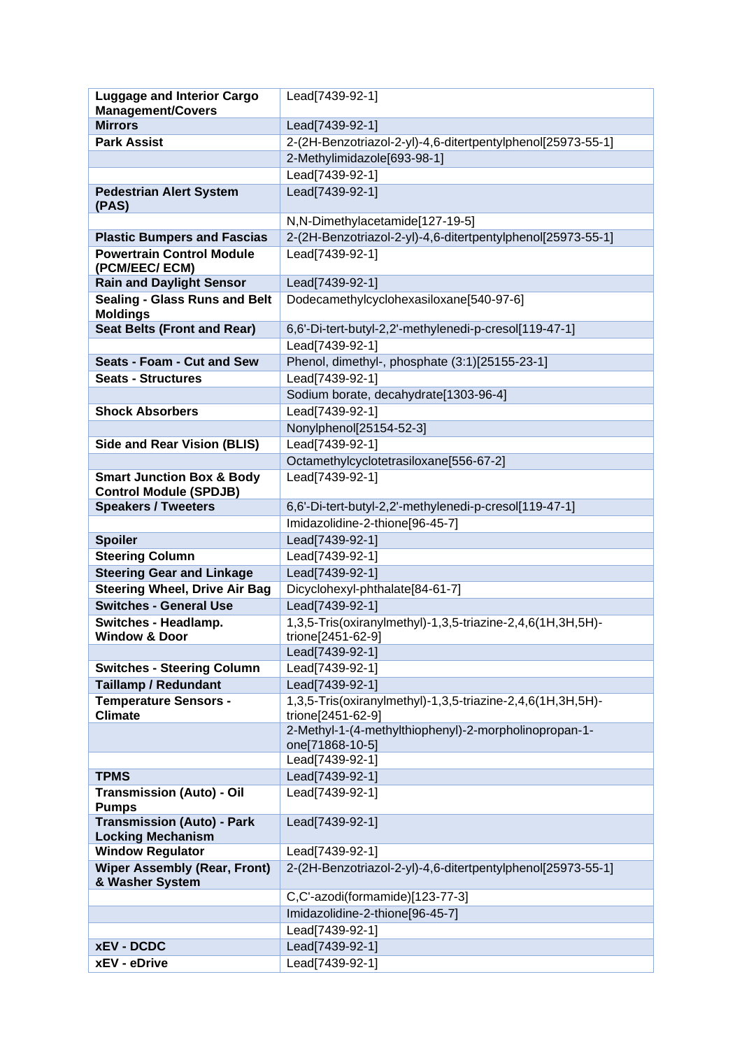| | |
|---|---|
| **Luggage and Interior Cargo Management/Covers** | Lead[7439-92-1] |
| **Mirrors** | Lead[7439-92-1] |
| **Park Assist** | 2-(2H-Benzotriazol-2-yl)-4,6-ditertpentylphenol[25973-55-1] |
| | 2-Methylimidazole[693-98-1] |
| | Lead[7439-92-1] |
| **Pedestrian Alert System (PAS)** | Lead[7439-92-1] |
| | N,N-Dimethylacetamide[127-19-5] |
| **Plastic Bumpers and Fascias** | 2-(2H-Benzotriazol-2-yl)-4,6-ditertpentylphenol[25973-55-1] |
| **Powertrain Control Module (PCM/EEC/ ECM)** | Lead[7439-92-1] |
| **Rain and Daylight Sensor** | Lead[7439-92-1] |
| **Sealing - Glass Runs and Belt Moldings** | Dodecamethylcyclohexasiloxane[540-97-6] |
| **Seat Belts (Front and Rear)** | 6,6'-Di-tert-butyl-2,2'-methylenedi-p-cresol[119-47-1] |
| | Lead[7439-92-1] |
| **Seats - Foam - Cut and Sew** | Phenol, dimethyl-, phosphate (3:1)[25155-23-1] |
| **Seats - Structures** | Lead[7439-92-1] |
| | Sodium borate, decahydrate[1303-96-4] |
| **Shock Absorbers** | Lead[7439-92-1] |
| | Nonylphenol[25154-52-3] |
| **Side and Rear Vision (BLIS)** | Lead[7439-92-1] |
| | Octamethylcyclotetrasiloxane[556-67-2] |
| **Smart Junction Box & Body Control Module (SPDJB)** | Lead[7439-92-1] |
| **Speakers / Tweeters** | 6,6'-Di-tert-butyl-2,2'-methylenedi-p-cresol[119-47-1] |
| | Imidazolidine-2-thione[96-45-7] |
| **Spoiler** | Lead[7439-92-1] |
| **Steering Column** | Lead[7439-92-1] |
| **Steering Gear and Linkage** | Lead[7439-92-1] |
| **Steering Wheel, Drive Air Bag** | Dicyclohexyl-phthalate[84-61-7] |
| **Switches - General Use** | Lead[7439-92-1] |
| **Switches - Headlamp. Window & Door** | 1,3,5-Tris(oxiranylmethyl)-1,3,5-triazine-2,4,6(1H,3H,5H)-trione[2451-62-9] |
| | Lead[7439-92-1] |
| **Switches - Steering Column** | Lead[7439-92-1] |
| **Taillamp / Redundant** | Lead[7439-92-1] |
| **Temperature Sensors - Climate** | 1,3,5-Tris(oxiranylmethyl)-1,3,5-triazine-2,4,6(1H,3H,5H)-trione[2451-62-9] |
| | 2-Methyl-1-(4-methylthiophenyl)-2-morpholinopropan-1-one[71868-10-5] |
| | Lead[7439-92-1] |
| **TPMS** | Lead[7439-92-1] |
| **Transmission (Auto) - Oil Pumps** | Lead[7439-92-1] |
| **Transmission (Auto) - Park Locking Mechanism** | Lead[7439-92-1] |
| **Window Regulator** | Lead[7439-92-1] |
| **Wiper Assembly (Rear, Front) & Washer System** | 2-(2H-Benzotriazol-2-yl)-4,6-ditertpentylphenol[25973-55-1] |
| | C,C'-azodi(formamide)[123-77-3] |
| | Imidazolidine-2-thione[96-45-7] |
| | Lead[7439-92-1] |
| **xEV - DCDC** | Lead[7439-92-1] |
| **xEV - eDrive** | Lead[7439-92-1] |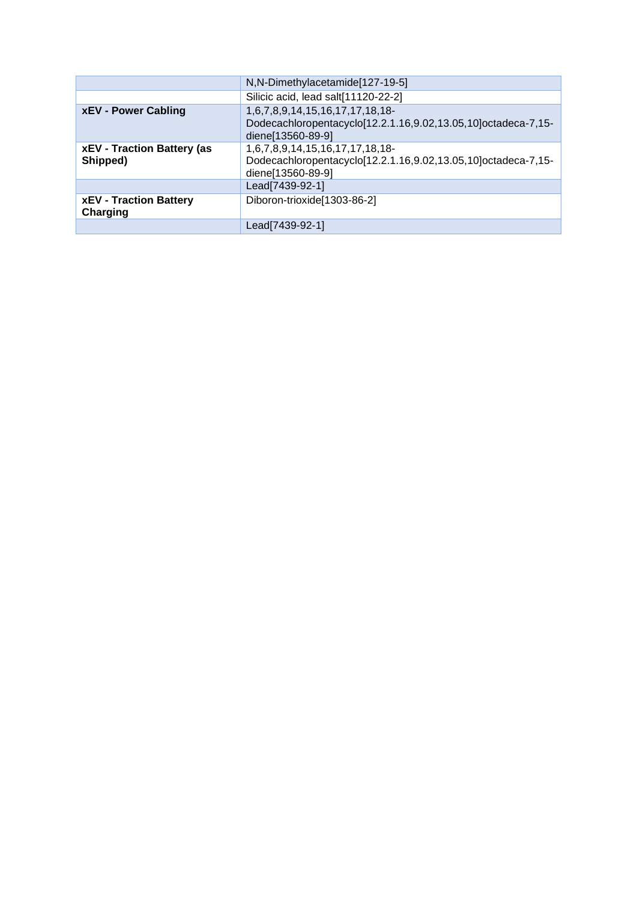| | |
|---|---|
| | N,N-Dimethylacetamide[127-19-5] |
| | Silicic acid, lead salt[11120-22-2] |
| **xEV - Power Cabling** | 1,6,7,8,9,14,15,16,17,17,18,18-Dodecachloropentacyclo[12.2.1.16,9.02,13.05,10]octadeca-7,15-diene[13560-89-9] |
| **xEV - Traction Battery (as Shipped)** | 1,6,7,8,9,14,15,16,17,17,18,18-Dodecachloropentacyclo[12.2.1.16,9.02,13.05,10]octadeca-7,15-diene[13560-89-9] |
| | Lead[7439-92-1] |
| **xEV - Traction Battery Charging** | Diboron-trioxide[1303-86-2] |
| | Lead[7439-92-1] |